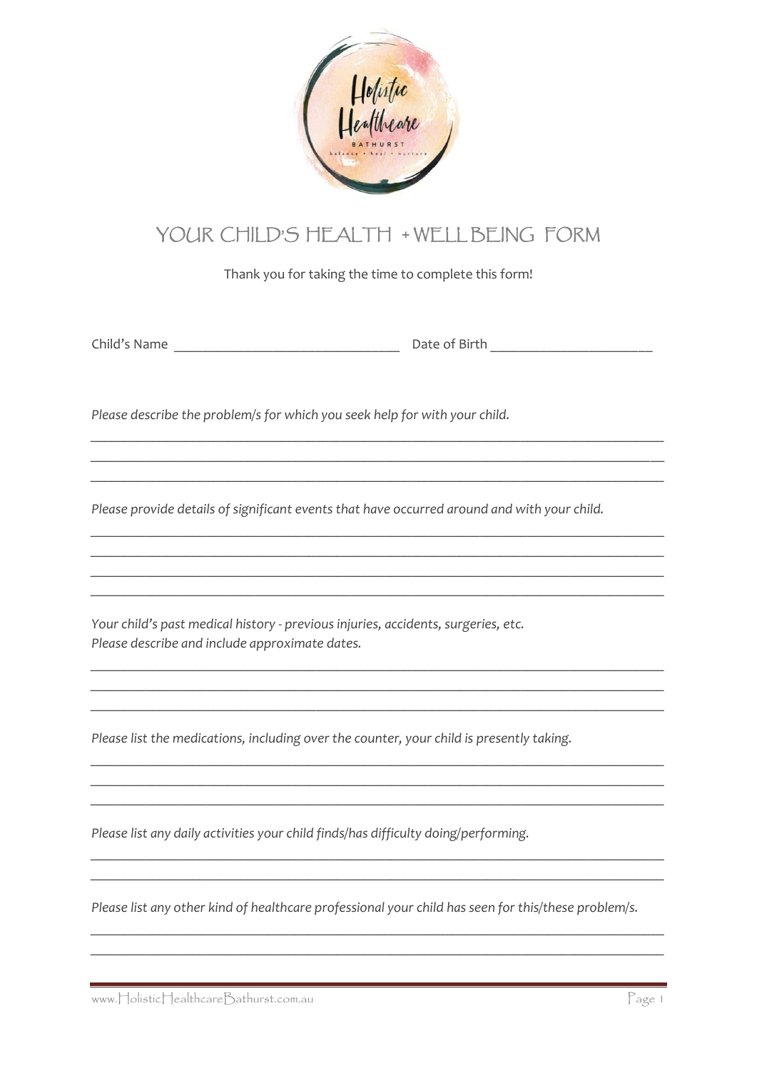# YOUR CHILD'S HEALTH + WELLBEING FORM

Thank you for taking the time to complete this form!

Child's Name ________________________________ Date of Birth _______________________

*Please describe the problem/s for which you seek help for with your child.*

_________________________________________________________________________________

_________________________________________________________________________________

_________________________________________________________________________________

*Please provide details of significant events that have occurred around and with your child.*

_________________________________________________________________________________

_________________________________________________________________________________

_________________________________________________________________________________

_________________________________________________________________________________

*Your child's past medical history - previous injuries, accidents, surgeries, etc.*
*Please describe and include approximate dates.*

_________________________________________________________________________________

_________________________________________________________________________________

_________________________________________________________________________________

*Please list the medications, including over the counter, your child is presently taking.*

_________________________________________________________________________________

_________________________________________________________________________________

_________________________________________________________________________________

*Please list any daily activities your child finds/has difficulty doing/performing.*

_________________________________________________________________________________

_________________________________________________________________________________

*Please list any other kind of healthcare professional your child has seen for this/these problem/s.*

_________________________________________________________________________________

_________________________________________________________________________________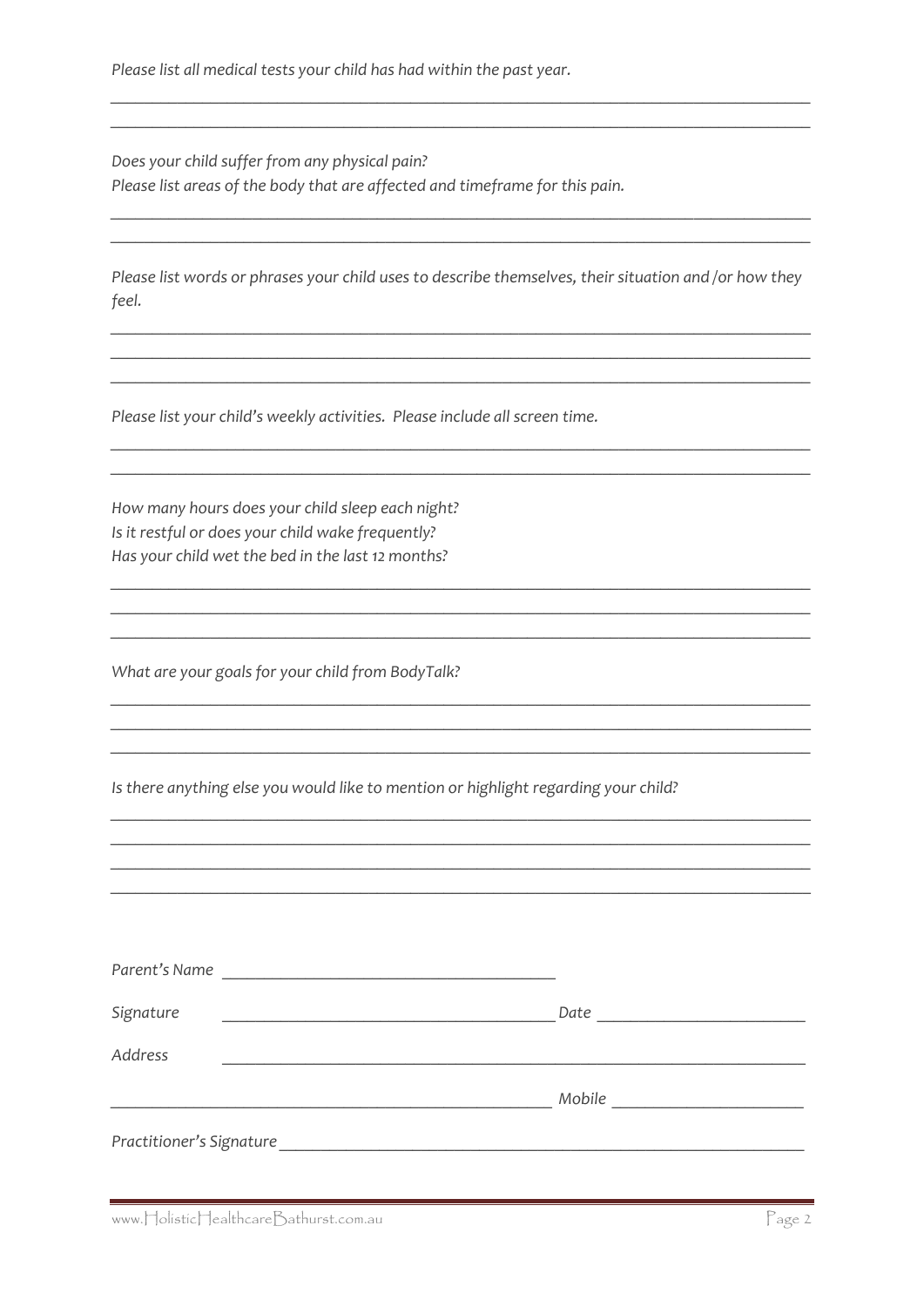*Please list all medical tests your child has had within the past year.*

_______________________________________________________________________________

_______________________________________________________________________________

*Does your child suffer from any physical pain?*
*Please list areas of the body that are affected and timeframe for this pain.*

_______________________________________________________________________________

_______________________________________________________________________________

*Please list words or phrases your child uses to describe themselves, their situation and /or how they feel.*

_______________________________________________________________________________

_______________________________________________________________________________

_______________________________________________________________________________

*Please list your child's weekly activities. Please include all screen time.*

_______________________________________________________________________________

_______________________________________________________________________________

*How many hours does your child sleep each night?*
*Is it restful or does your child wake frequently?*
*Has your child wet the bed in the last 12 months?*

_______________________________________________________________________________

_______________________________________________________________________________

_______________________________________________________________________________

*What are your goals for your child from BodyTalk?*

_______________________________________________________________________________

_______________________________________________________________________________

_______________________________________________________________________________

*Is there anything else you would like to mention or highlight regarding your child?*

_______________________________________________________________________________

_______________________________________________________________________________

_______________________________________________________________________________

_______________________________________________________________________________

*Parent's Name* ________________________________________

*Signature* ________________________________________ *Date* ________________________

*Address* ____________________________________________________________________

____________________________________________________ *Mobile* ______________________

*Practitioner's Signature* _______________________________________________________________

www.HolisticHealthcareBathurst.com.au